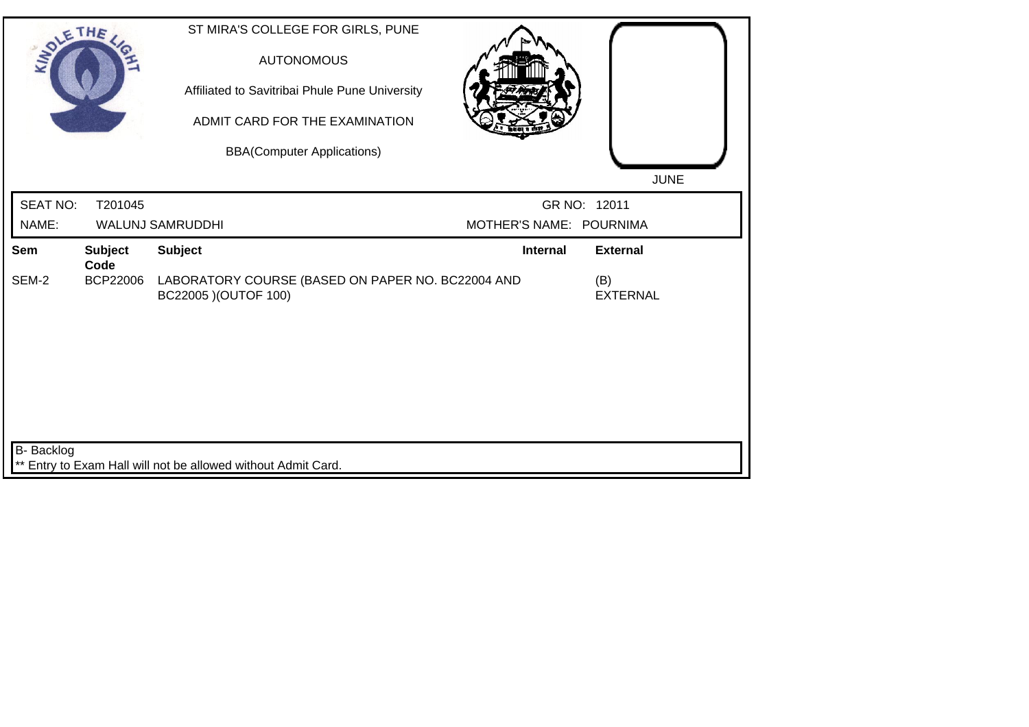ST MIRA'S COLLEGE FOR GIRLS, PUNE

AUTONOMOUS

Affiliated to Savitribai Phule Pune University

ADMIT CARD FOR THE EXAMINATION

BBA(Computer Applications)

JUNE

| SEAT NO: | T201045 | GR NO: | 12011 |
|---|---|---|---|
| NAME: | WALUNJ SAMRUDDHI | MOTHER'S NAME: | POURNIMA |

| Sem | Subject Code | Subject | Internal | External |
|---|---|---|---|---|
| SEM-2 | BCP22006 | LABORATORY COURSE (BASED ON PAPER NO. BC22004 AND BC22005 )(OUTOF 100) | | (B) EXTERNAL |

B- Backlog

** Entry to Exam Hall will not be allowed without Admit Card.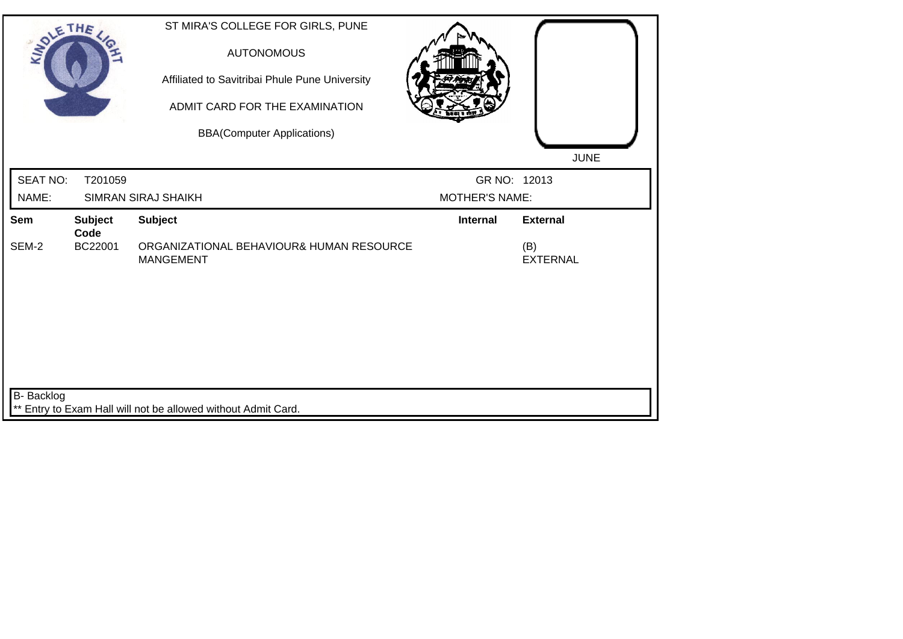ST MIRA'S COLLEGE FOR GIRLS, PUNE

AUTONOMOUS

Affiliated to Savitribai Phule Pune University

ADMIT CARD FOR THE EXAMINATION

BBA(Computer Applications)

JUNE

| SEAT NO: | T201059 | GR NO: | 12013 |
|---|---|---|---|
| NAME: | SIMRAN SIRAJ SHAIKH | MOTHER'S NAME: | |

| Sem | Subject Code | Subject | Internal | External |
|---|---|---|---|---|
| SEM-2 | BC22001 | ORGANIZATIONAL BEHAVIOUR& HUMAN RESOURCE MANGEMENT | | (B) EXTERNAL |

B- Backlog

** Entry to Exam Hall will not be allowed without Admit Card.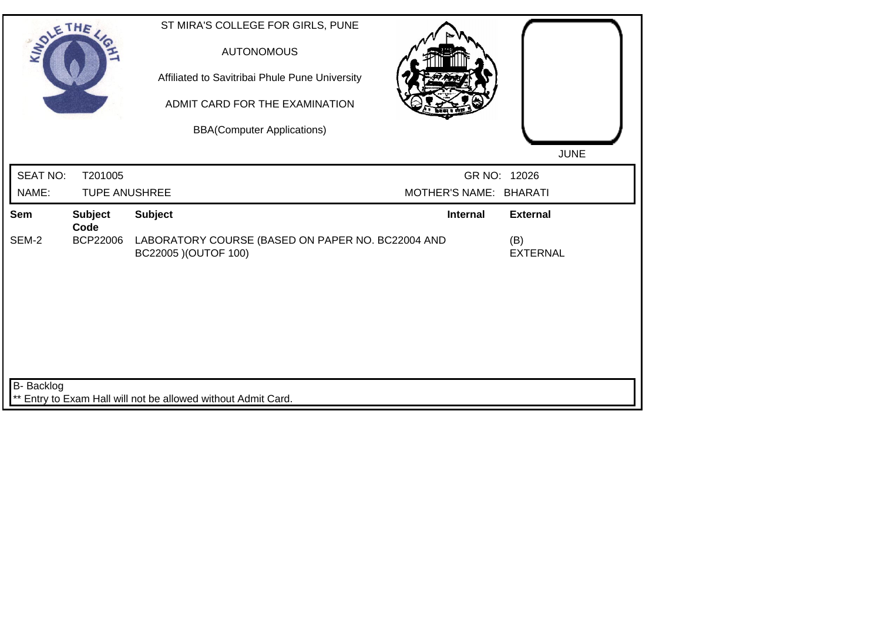ST MIRA'S COLLEGE FOR GIRLS, PUNE

AUTONOMOUS

Affiliated to Savitribai Phule Pune University

ADMIT CARD FOR THE EXAMINATION

BBA(Computer Applications)

JUNE

SEAT NO: T201005 GR NO: 12026

NAME: TUPE ANUSHREE MOTHER'S NAME: BHARATI

| Sem | Subject Code | Subject | Internal | External |
|---|---|---|---|---|
| SEM-2 | BCP22006 | LABORATORY COURSE (BASED ON PAPER NO. BC22004 AND BC22005 )(OUTOF 100) | | (B) EXTERNAL |

B- Backlog

** Entry to Exam Hall will not be allowed without Admit Card.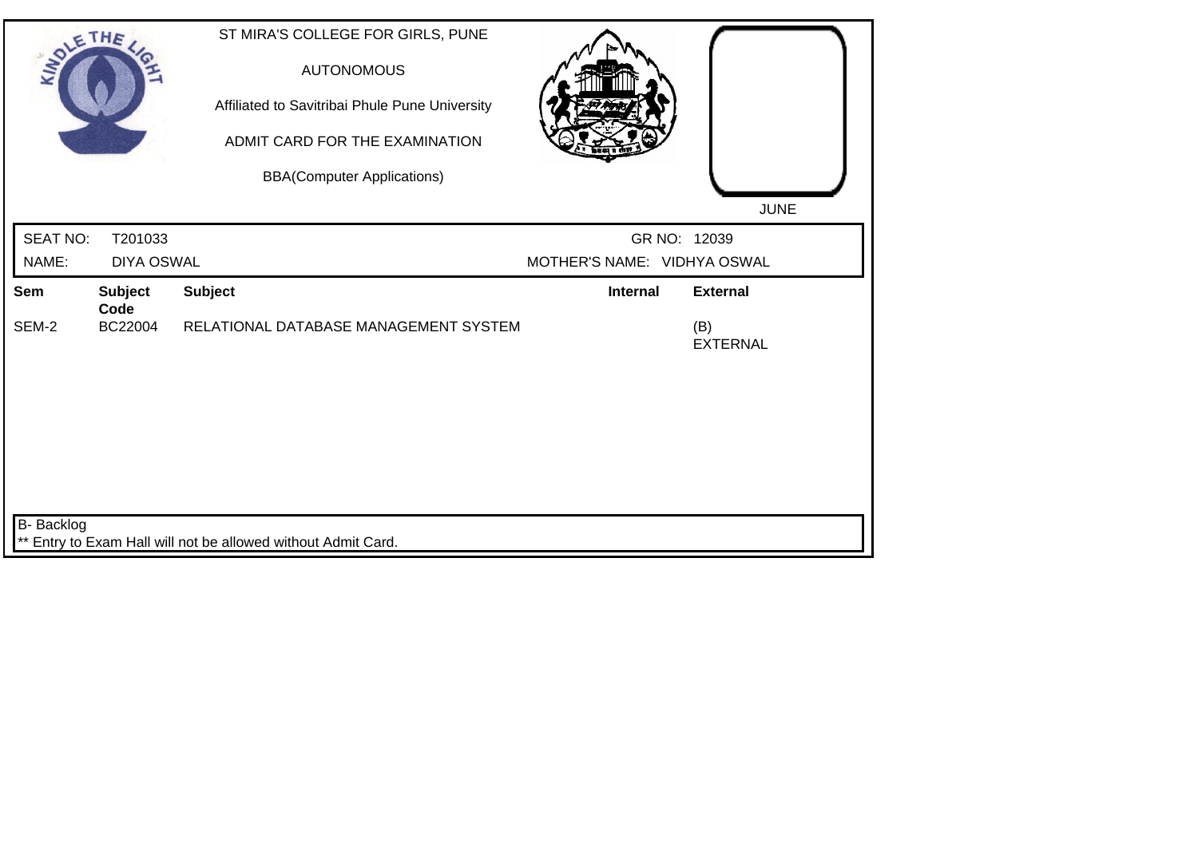ST MIRA'S COLLEGE FOR GIRLS, PUNE

AUTONOMOUS

Affiliated to Savitribai Phule Pune University

ADMIT CARD FOR THE EXAMINATION

BBA(Computer Applications)

JUNE

| SEAT NO: | T201033 | GR NO: | 12039 |
|---|---|---|---|
| NAME: | DIYA OSWAL | MOTHER'S NAME: | VIDHYA OSWAL |

| Sem | Subject Code | Subject | Internal | External |
|---|---|---|---|---|
| SEM-2 | BC22004 | RELATIONAL DATABASE MANAGEMENT SYSTEM | | (B) EXTERNAL |

B- Backlog

** Entry to Exam Hall will not be allowed without Admit Card.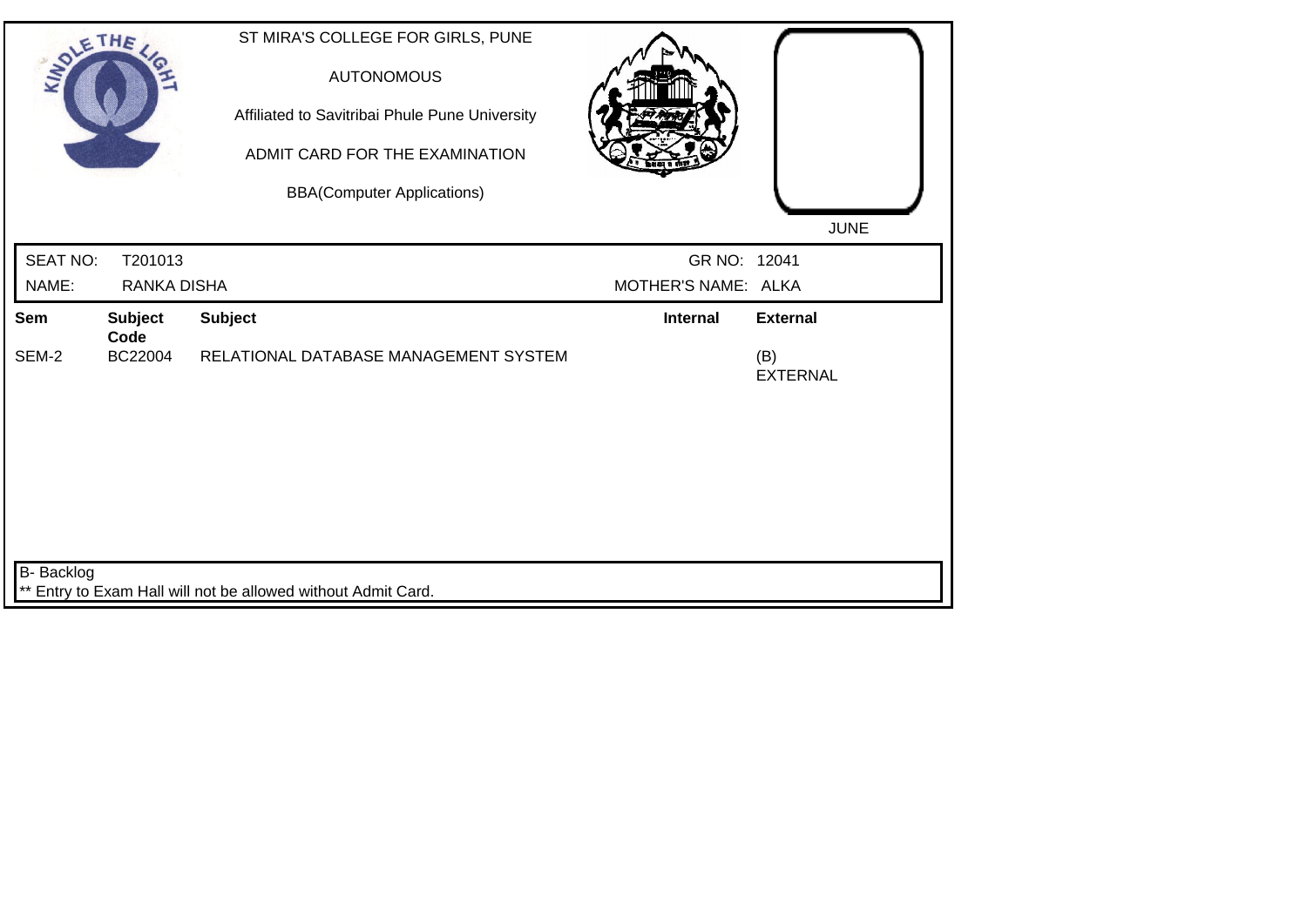ST MIRA'S COLLEGE FOR GIRLS, PUNE

AUTONOMOUS

Affiliated to Savitribai Phule Pune University

ADMIT CARD FOR THE EXAMINATION

BBA(Computer Applications)

JUNE

| SEAT NO: | T201013 | GR NO: | 12041 |
|---|---|---|---|
| NAME: | RANKA DISHA | MOTHER'S NAME: | ALKA |

| Sem | Subject Code | Subject | Internal | External |
|---|---|---|---|---|
| SEM-2 | BC22004 | RELATIONAL DATABASE MANAGEMENT SYSTEM | | (B) EXTERNAL |

B- Backlog

** Entry to Exam Hall will not be allowed without Admit Card.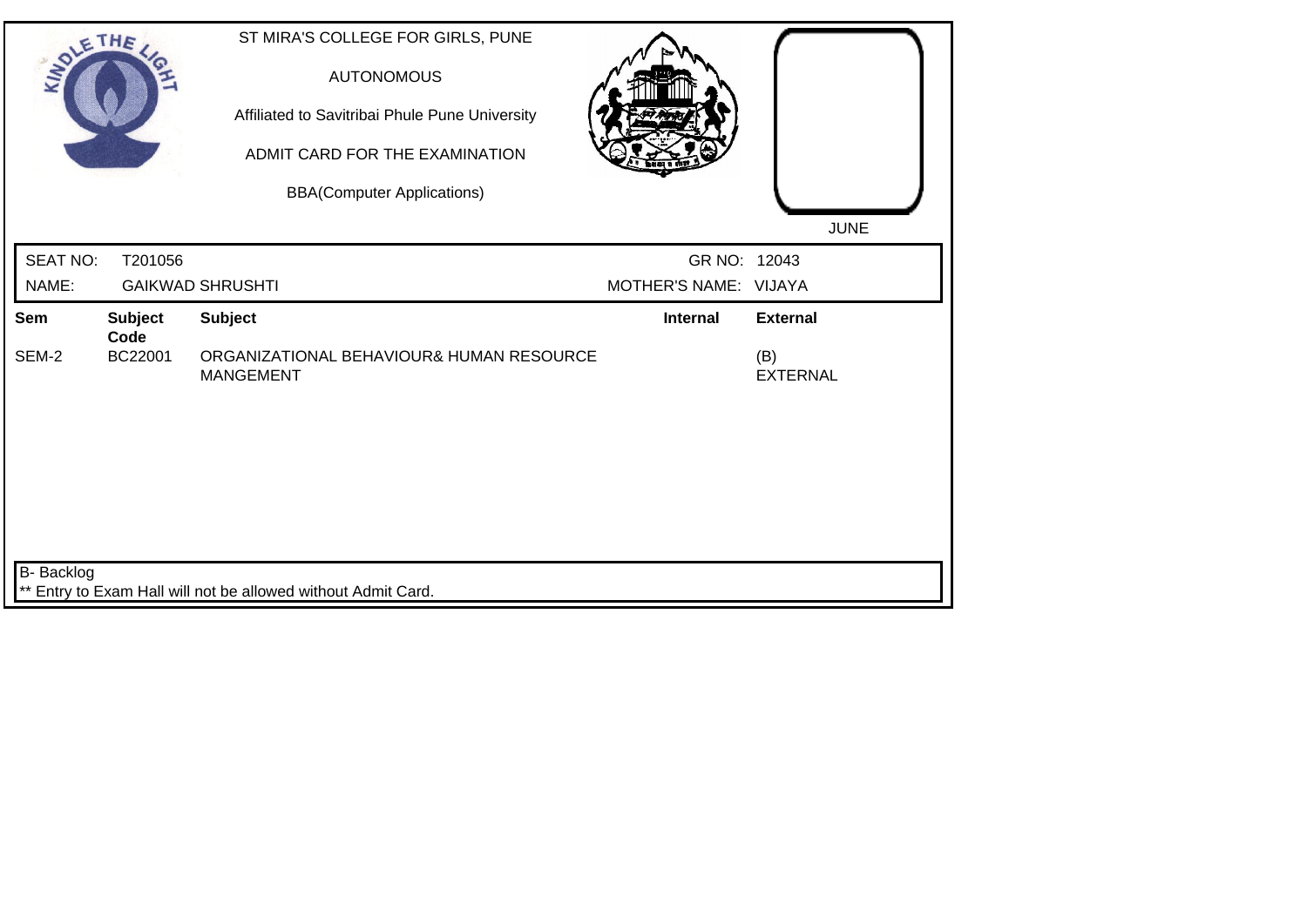ST MIRA'S COLLEGE FOR GIRLS, PUNE

AUTONOMOUS

Affiliated to Savitribai Phule Pune University

ADMIT CARD FOR THE EXAMINATION

BBA(Computer Applications)

JUNE

| SEAT NO: | T201056 | GR NO: | 12043 |
|---|---|---|---|
| NAME: | GAIKWAD SHRUSHTI | MOTHER'S NAME: | VIJAYA |

| Sem | Subject Code | Subject | Internal | External |
|---|---|---|---|---|
| SEM-2 | BC22001 | ORGANIZATIONAL BEHAVIOUR& HUMAN RESOURCE MANGEMENT | | (B) EXTERNAL |

B- Backlog

** Entry to Exam Hall will not be allowed without Admit Card.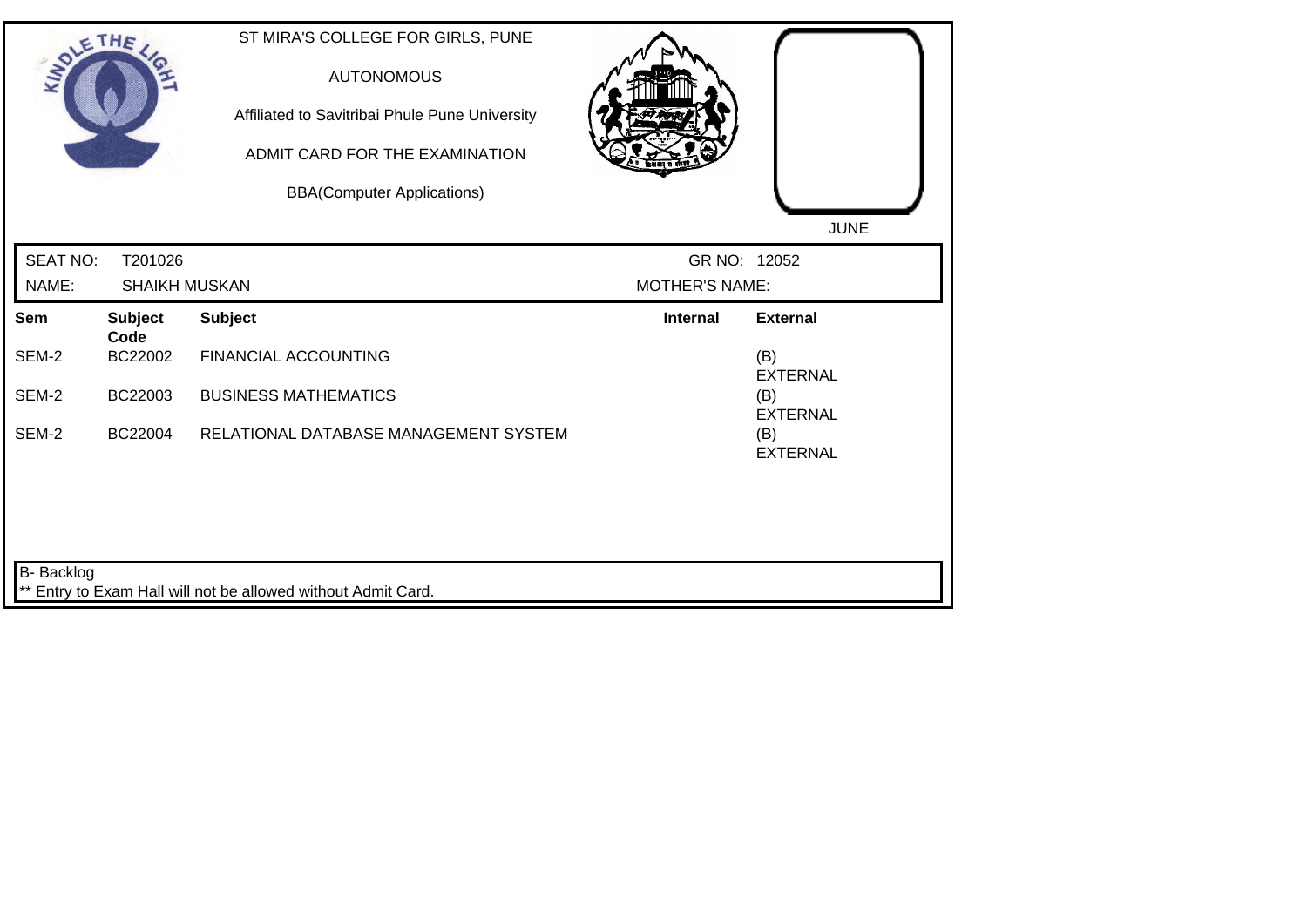ST MIRA'S COLLEGE FOR GIRLS, PUNE

AUTONOMOUS

Affiliated to Savitribai Phule Pune University

ADMIT CARD FOR THE EXAMINATION

BBA(Computer Applications)

JUNE

SEAT NO: T201026 GR NO: 12052

NAME: SHAIKH MUSKAN MOTHER'S NAME:

| Sem | Subject Code | Subject | Internal | External |
|---|---|---|---|---|
| SEM-2 | BC22002 | FINANCIAL ACCOUNTING | | (B) EXTERNAL |
| SEM-2 | BC22003 | BUSINESS MATHEMATICS | | (B) EXTERNAL |
| SEM-2 | BC22004 | RELATIONAL DATABASE MANAGEMENT SYSTEM | | (B) EXTERNAL |

B- Backlog

** Entry to Exam Hall will not be allowed without Admit Card.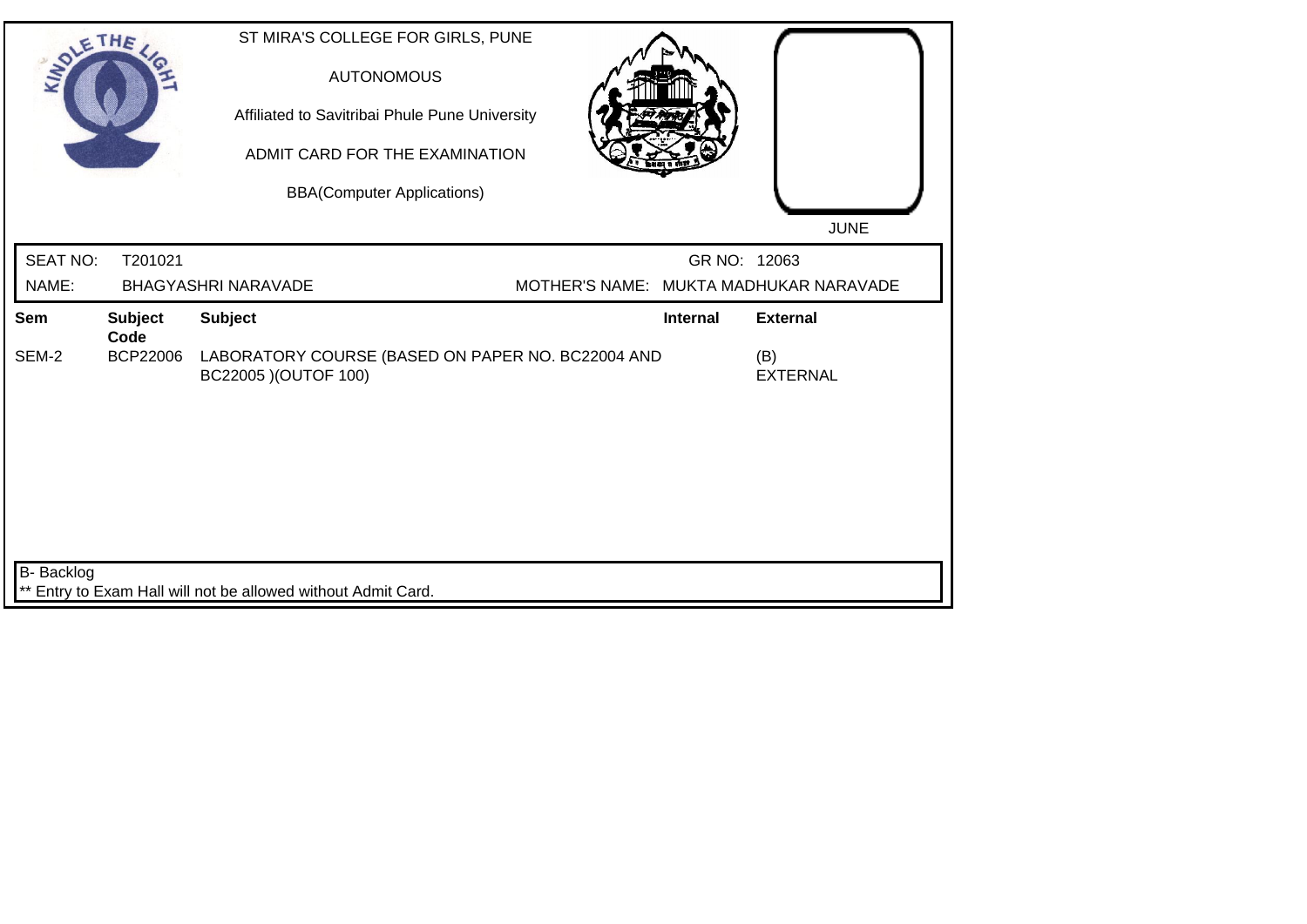ST MIRA'S COLLEGE FOR GIRLS, PUNE

AUTONOMOUS

Affiliated to Savitribai Phule Pune University

ADMIT CARD FOR THE EXAMINATION

BBA(Computer Applications)

JUNE

| SEAT NO: | T201021 | GR NO: | 12063 |
|---|---|---|---|
| NAME: | BHAGYASHRI NARAVADE | MOTHER'S NAME: | MUKTA MADHUKAR NARAVADE |

| Sem | Subject Code | Subject | Internal | External |
|---|---|---|---|---|
| SEM-2 | BCP22006 | LABORATORY COURSE (BASED ON PAPER NO. BC22004 AND BC22005 )(OUTOF 100) | | (B) EXTERNAL |

B- Backlog

** Entry to Exam Hall will not be allowed without Admit Card.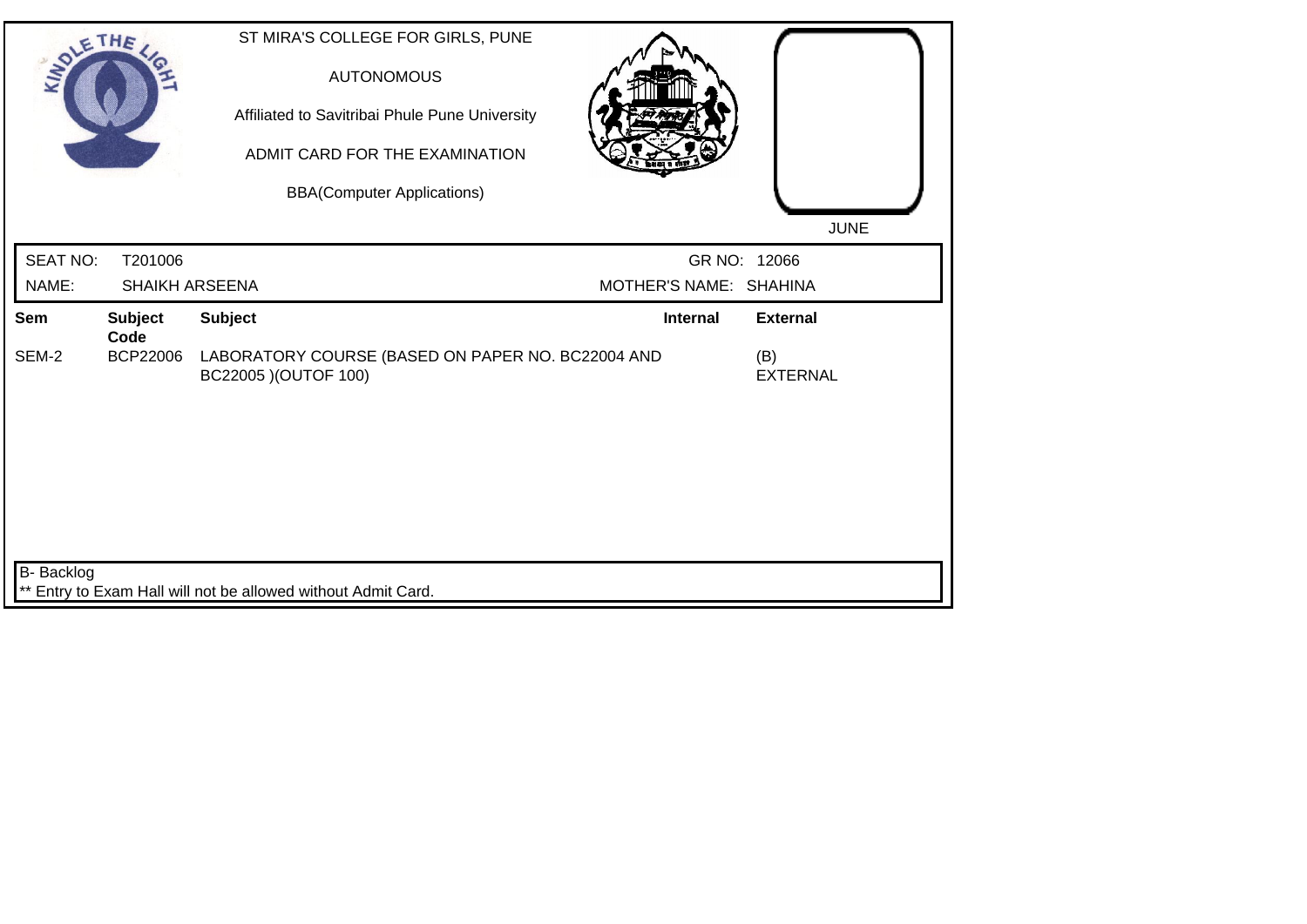ST MIRA'S COLLEGE FOR GIRLS, PUNE

AUTONOMOUS

Affiliated to Savitribai Phule Pune University

ADMIT CARD FOR THE EXAMINATION

BBA(Computer Applications)

JUNE

| SEAT NO: | T201006 | GR NO: | 12066 |
|---|---|---|---|
| NAME: | SHAIKH ARSEENA | MOTHER'S NAME: | SHAHINA |

| Sem | Subject Code | Subject | Internal | External |
|---|---|---|---|---|
| SEM-2 | BCP22006 | LABORATORY COURSE (BASED ON PAPER NO. BC22004 AND BC22005 )(OUTOF 100) | | (B) EXTERNAL |

B- Backlog

** Entry to Exam Hall will not be allowed without Admit Card.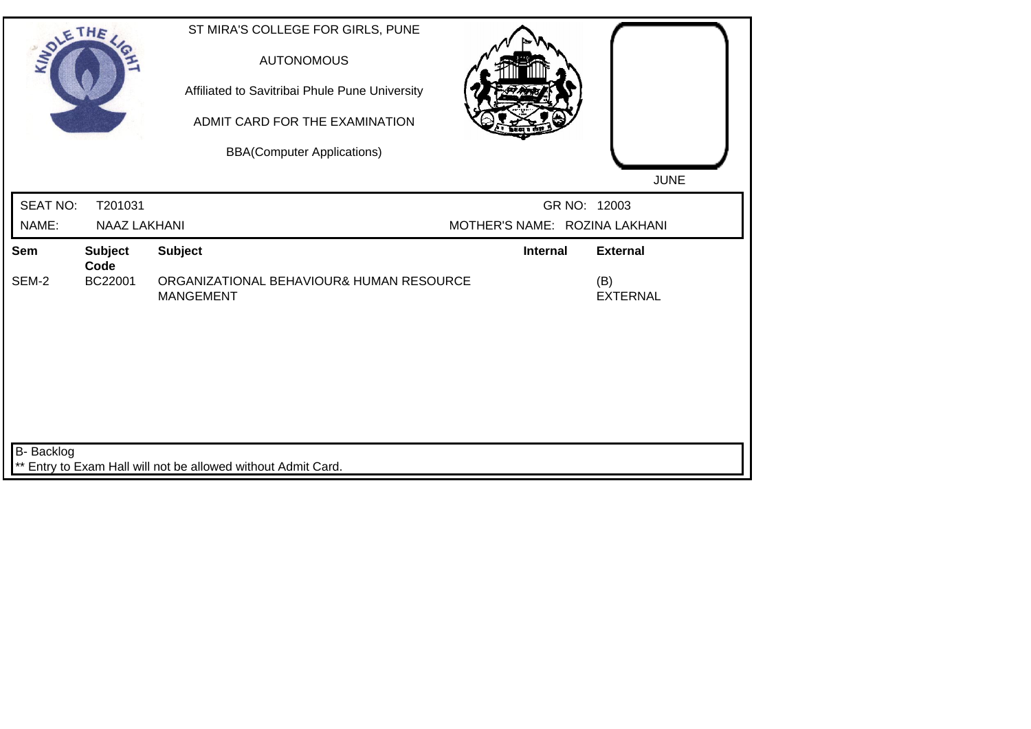ST MIRA'S COLLEGE FOR GIRLS, PUNE

AUTONOMOUS

Affiliated to Savitribai Phule Pune University

ADMIT CARD FOR THE EXAMINATION

BBA(Computer Applications)

JUNE

| SEAT NO: | T201031 | GR NO: | 12003 |
|---|---|---|---|
| NAME: | NAAZ LAKHANI | MOTHER'S NAME: | ROZINA LAKHANI |

| Sem | Subject Code | Subject | Internal | External |
|---|---|---|---|---|
| SEM-2 | BC22001 | ORGANIZATIONAL BEHAVIOUR& HUMAN RESOURCE MANGEMENT | | (B) EXTERNAL |

B- Backlog

** Entry to Exam Hall will not be allowed without Admit Card.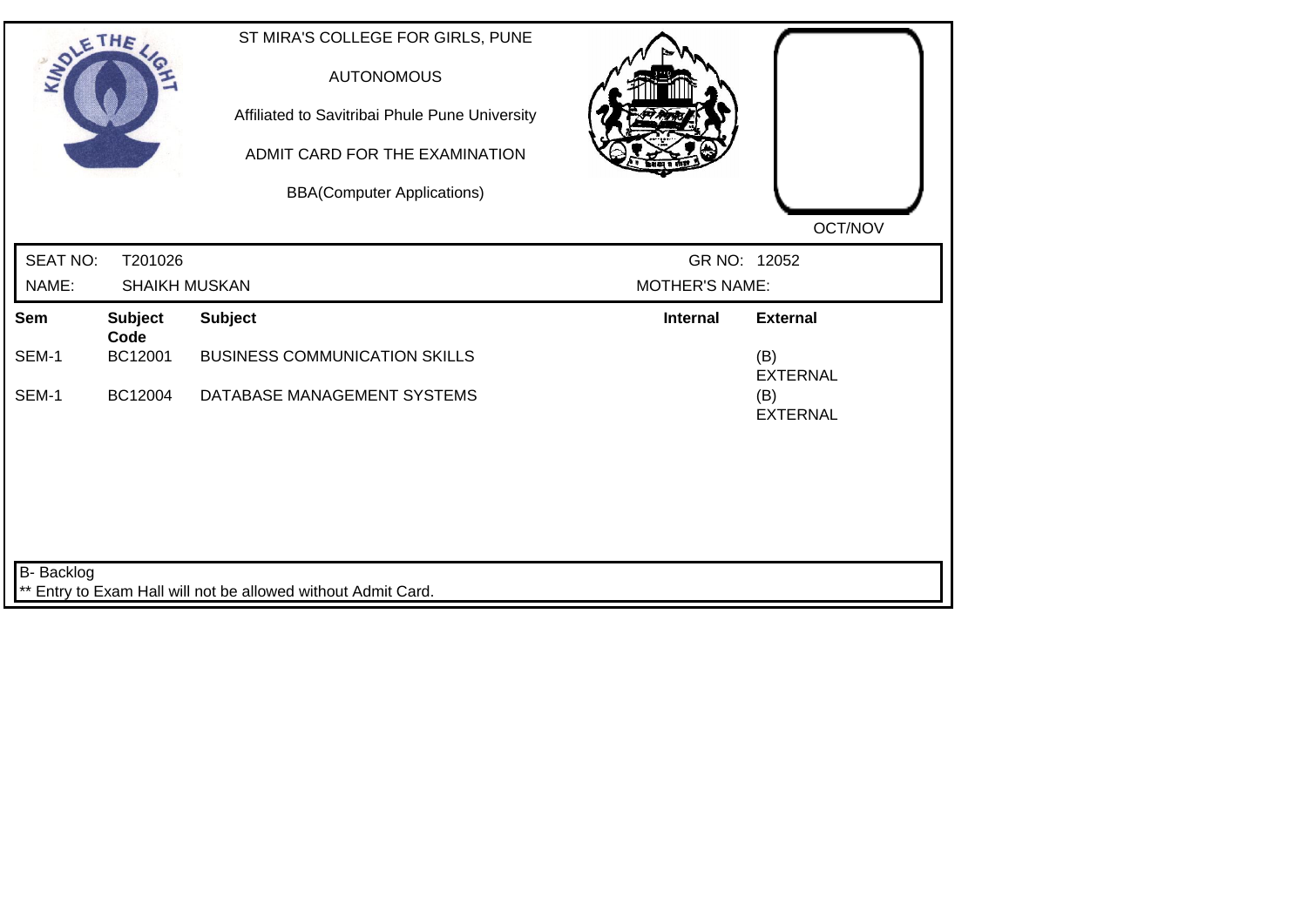ST MIRA'S COLLEGE FOR GIRLS, PUNE

AUTONOMOUS

Affiliated to Savitribai Phule Pune University

ADMIT CARD FOR THE EXAMINATION

BBA(Computer Applications)

OCT/NOV

SEAT NO: T201026 GR NO: 12052

NAME: SHAIKH MUSKAN MOTHER'S NAME:

| Sem | Subject Code | Subject | Internal | External |
|---|---|---|---|---|
| SEM-1 | BC12001 | BUSINESS COMMUNICATION SKILLS | | (B) EXTERNAL |
| SEM-1 | BC12004 | DATABASE MANAGEMENT SYSTEMS | | (B) EXTERNAL |

B- Backlog

** Entry to Exam Hall will not be allowed without Admit Card.